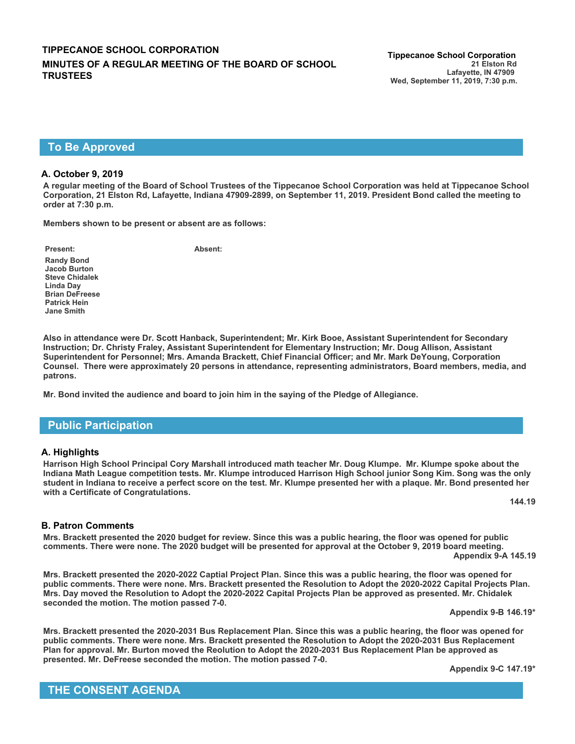# TIPPECANOE SCHOOL CORPORATION

## MINUTES OF A REGULAR MEETING OF THE BOARD OF SCHOOL TRUSTEES

**Tippecanoe School Corporation**
21 Elston Rd
Lafayette, IN 47909
Wed, September 11, 2019, 7:30 p.m.

## To Be Approved

### A. October 9, 2019

**A regular meeting of the Board of School Trustees of the Tippecanoe School Corporation was held at Tippecanoe School Corporation, 21 Elston Rd, Lafayette, Indiana 47909-2899, on September 11, 2019. President Bond called the meeting to order at 7:30 p.m.**

**Members shown to be present or absent are as follows:**

| Present: | Absent: |
|---|---|
| Randy Bond | |
| Jacob Burton | |
| Steve Chidalek | |
| Linda Day | |
| Brian DeFreese | |
| Patrick Hein | |
| Jane Smith | |

**Also in attendance were Dr. Scott Hanback, Superintendent; Mr. Kirk Booe, Assistant Superintendent for Secondary Instruction; Dr. Christy Fraley, Assistant Superintendent for Elementary Instruction; Mr. Doug Allison, Assistant Superintendent for Personnel; Mrs. Amanda Brackett, Chief Financial Officer; and Mr. Mark DeYoung, Corporation Counsel. There were approximately 20 persons in attendance, representing administrators, Board members, media, and patrons.**

**Mr. Bond invited the audience and board to join him in the saying of the Pledge of Allegiance.**

## Public Participation

### A. Highlights

**Harrison High School Principal Cory Marshall introduced math teacher Mr. Doug Klumpe. Mr. Klumpe spoke about the Indiana Math League competition tests. Mr. Klumpe introduced Harrison High School junior Song Kim. Song was the only student in Indiana to receive a perfect score on the test. Mr. Klumpe presented her with a plaque. Mr. Bond presented her with a Certificate of Congratulations.**

**144.19**

### B. Patron Comments

**Mrs. Brackett presented the 2020 budget for review. Since this was a public hearing, the floor was opened for public comments. There were none. The 2020 budget will be presented for approval at the October 9, 2019 board meeting.**

**Appendix 9-A 145.19**

**Mrs. Brackett presented the 2020-2022 Captial Project Plan. Since this was a public hearing, the floor was opened for public comments. There were none. Mrs. Brackett presented the Resolution to Adopt the 2020-2022 Capital Projects Plan. Mrs. Day moved the Resolution to Adopt the 2020-2022 Capital Projects Plan be approved as presented. Mr. Chidalek seconded the motion. The motion passed 7-0.**

**Appendix 9-B 146.19***

**Mrs. Brackett presented the 2020-2031 Bus Replacement Plan. Since this was a public hearing, the floor was opened for public comments. There were none. Mrs. Brackett presented the Resolution to Adopt the 2020-2031 Bus Replacement Plan for approval. Mr. Burton moved the Reolution to Adopt the 2020-2031 Bus Replacement Plan be approved as presented. Mr. DeFreese seconded the motion. The motion passed 7-0.**

**Appendix 9-C 147.19***

## THE CONSENT AGENDA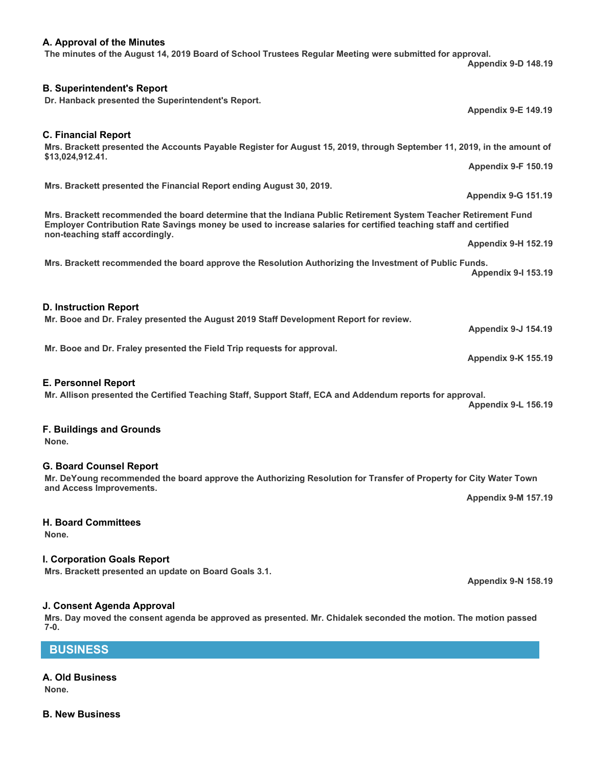### A. Approval of the Minutes

**The minutes of the August 14, 2019 Board of School Trustees Regular Meeting were submitted for approval.**

**Appendix 9-D 148.19**

### B. Superintendent's Report

**Dr. Hanback presented the Superintendent's Report.**

**Appendix 9-E 149.19**

### C. Financial Report

**Mrs. Brackett presented the Accounts Payable Register for August 15, 2019, through September 11, 2019, in the amount of $13,024,912.41.**

**Appendix 9-F 150.19**

**Mrs. Brackett presented the Financial Report ending August 30, 2019.**

**Appendix 9-G 151.19**

**Mrs. Brackett recommended the board determine that the Indiana Public Retirement System Teacher Retirement Fund Employer Contribution Rate Savings money be used to increase salaries for certified teaching staff and certified non-teaching staff accordingly.**

**Appendix 9-H 152.19**

**Mrs. Brackett recommended the board approve the Resolution Authorizing the Investment of Public Funds.**

**Appendix 9-I 153.19**

### D. Instruction Report

**Mr. Booe and Dr. Fraley presented the August 2019 Staff Development Report for review.**

**Appendix 9-J 154.19**

**Mr. Booe and Dr. Fraley presented the Field Trip requests for approval.**

**Appendix 9-K 155.19**

### E. Personnel Report

**Mr. Allison presented the Certified Teaching Staff, Support Staff, ECA and Addendum reports for approval.**

**Appendix 9-L 156.19**

### F. Buildings and Grounds

**None.**

### G. Board Counsel Report

**Mr. DeYoung recommended the board approve the Authorizing Resolution for Transfer of Property for City Water Town and Access Improvements.**

**Appendix 9-M 157.19**

### H. Board Committees

**None.**

### I. Corporation Goals Report

**Mrs. Brackett presented an update on Board Goals 3.1.**

**Appendix 9-N 158.19**

### J. Consent Agenda Approval

**Mrs. Day moved the consent agenda be approved as presented. Mr. Chidalek seconded the motion. The motion passed 7-0.**

## BUSINESS

### A. Old Business

**None.**

### B. New Business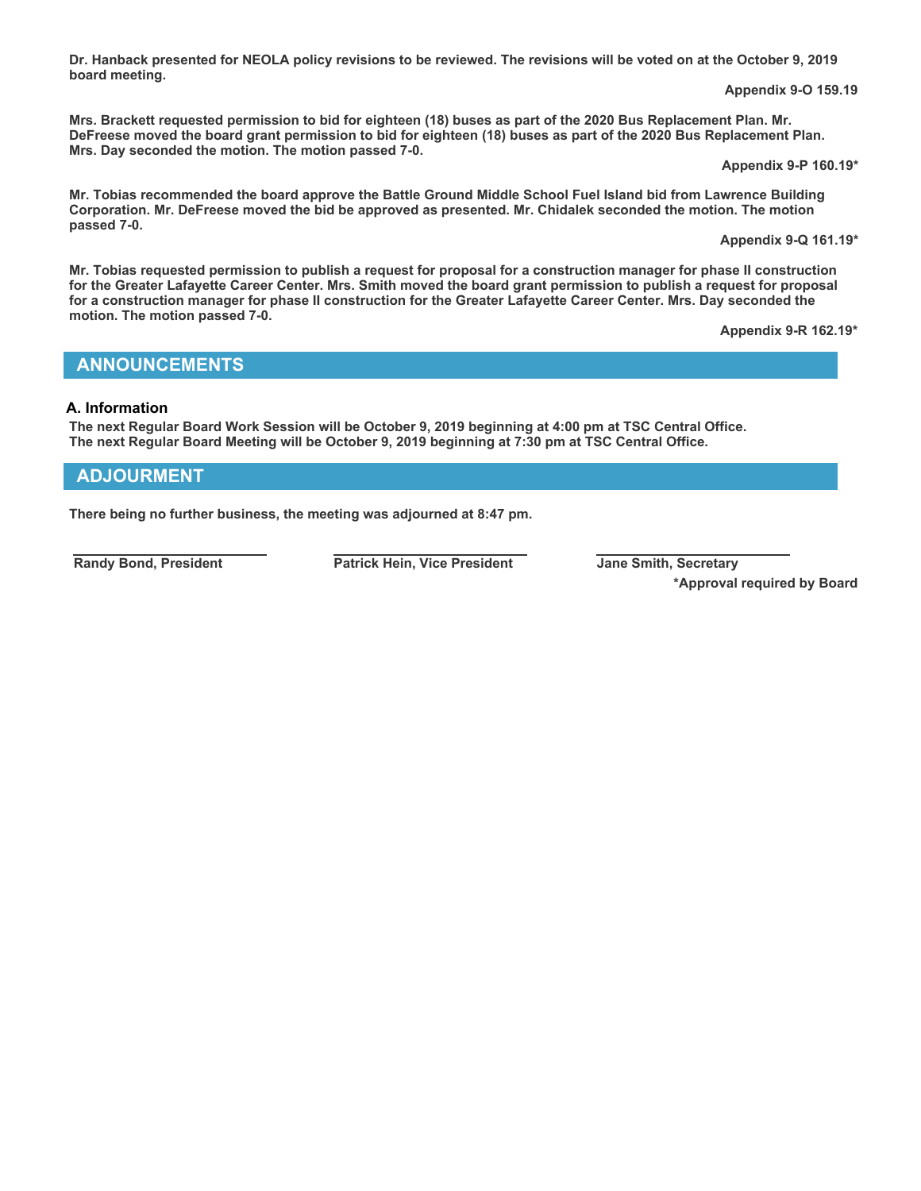**Dr. Hanback presented for NEOLA policy revisions to be reviewed. The revisions will be voted on at the October 9, 2019 board meeting.**

**Appendix 9-O 159.19**

**Mrs. Brackett requested permission to bid for eighteen (18) buses as part of the 2020 Bus Replacement Plan. Mr. DeFreese moved the board grant permission to bid for eighteen (18) buses as part of the 2020 Bus Replacement Plan. Mrs. Day seconded the motion. The motion passed 7-0.**

**Appendix 9-P 160.19***

**Mr. Tobias recommended the board approve the Battle Ground Middle School Fuel Island bid from Lawrence Building Corporation. Mr. DeFreese moved the bid be approved as presented. Mr. Chidalek seconded the motion. The motion passed 7-0.**

**Appendix 9-Q 161.19***

**Mr. Tobias requested permission to publish a request for proposal for a construction manager for phase II construction for the Greater Lafayette Career Center. Mrs. Smith moved the board grant permission to publish a request for proposal for a construction manager for phase II construction for the Greater Lafayette Career Center. Mrs. Day seconded the motion. The motion passed 7-0.**

**Appendix 9-R 162.19***

## ANNOUNCEMENTS

### A. Information

**The next Regular Board Work Session will be October 9, 2019 beginning at 4:00 pm at TSC Central Office.**
**The next Regular Board Meeting will be October 9, 2019 beginning at 7:30 pm at TSC Central Office.**

## ADJOURMENT

**There being no further business, the meeting was adjourned at 8:47 pm.**

| | | |
|---|---|---|
| **Randy Bond, President** | **Patrick Hein, Vice President** | **Jane Smith, Secretary** |

**\*Approval required by Board**